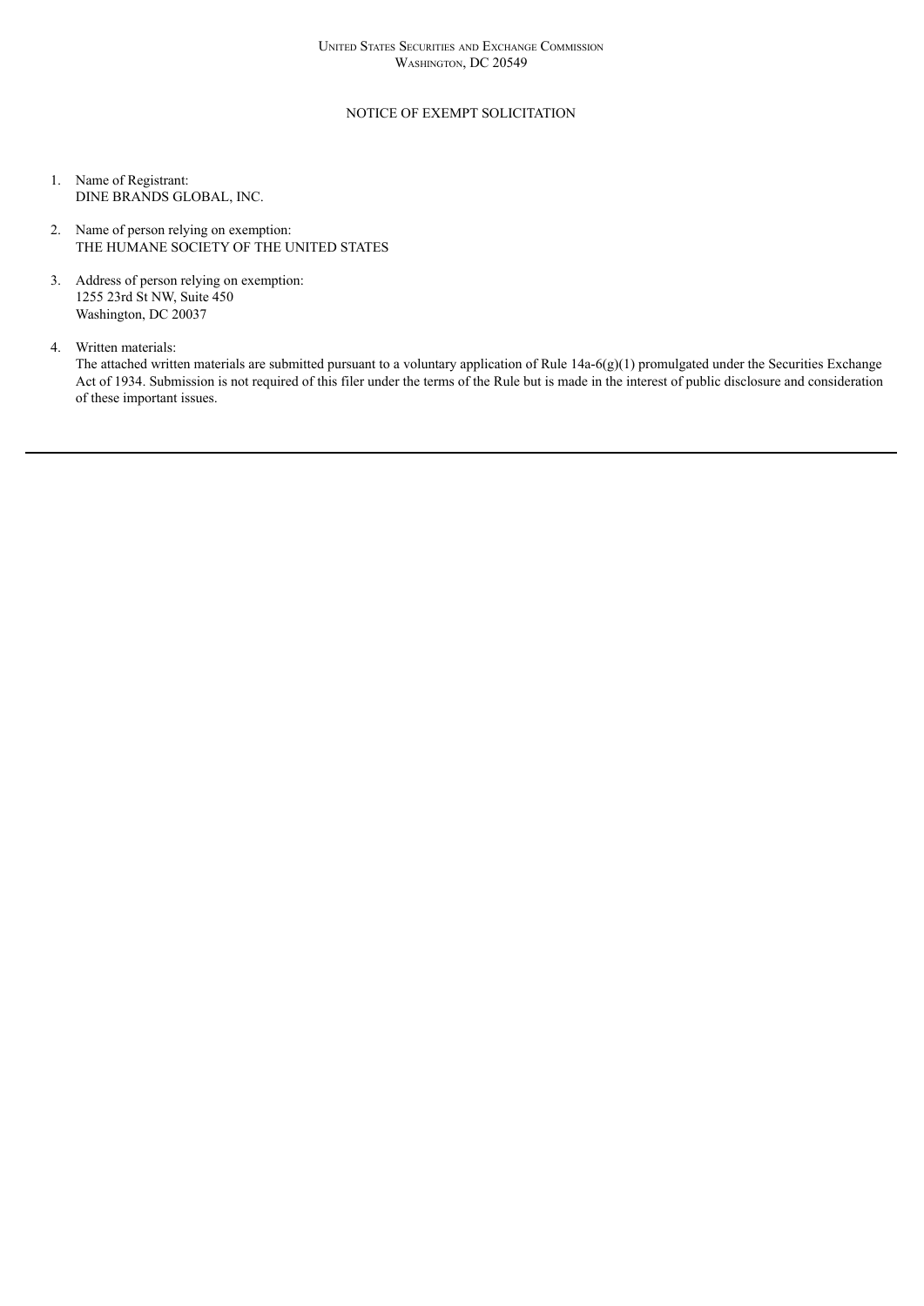United States Securities and Exchange Commission
Washington, DC 20549

NOTICE OF EXEMPT SOLICITATION

1. Name of Registrant:
DINE BRANDS GLOBAL, INC.

2. Name of person relying on exemption:
THE HUMANE SOCIETY OF THE UNITED STATES

3. Address of person relying on exemption:
1255 23rd St NW, Suite 450
Washington, DC 20037

4. Written materials:
The attached written materials are submitted pursuant to a voluntary application of Rule 14a-6(g)(1) promulgated under the Securities Exchange Act of 1934. Submission is not required of this filer under the terms of the Rule but is made in the interest of public disclosure and consideration of these important issues.

---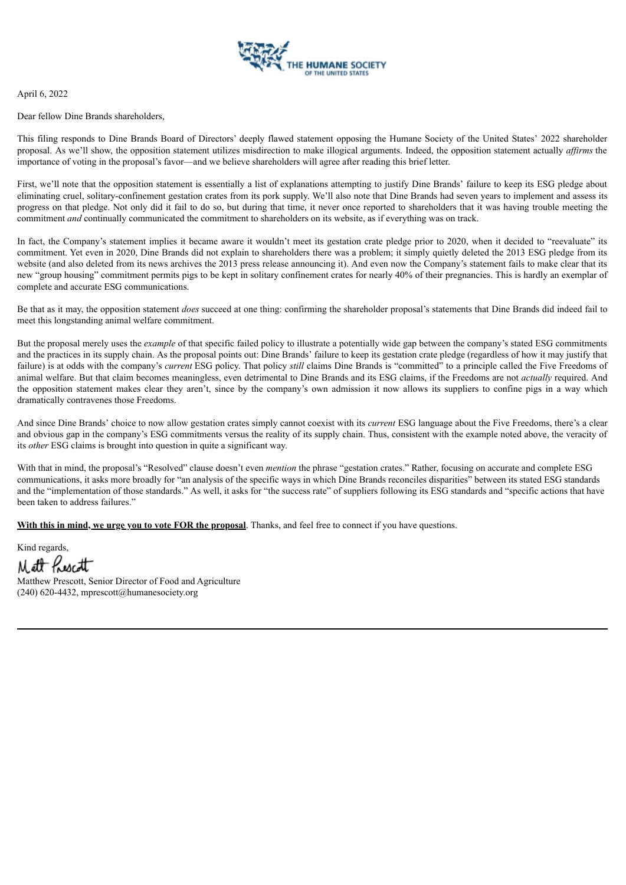THE HUMANE SOCIETY OF THE UNITED STATES

April 6, 2022

Dear fellow Dine Brands shareholders,

This filing responds to Dine Brands Board of Directors' deeply flawed statement opposing the Humane Society of the United States' 2022 shareholder proposal. As we'll show, the opposition statement utilizes misdirection to make illogical arguments. Indeed, the opposition statement actually *affirms* the importance of voting in the proposal's favor—and we believe shareholders will agree after reading this brief letter.

First, we'll note that the opposition statement is essentially a list of explanations attempting to justify Dine Brands' failure to keep its ESG pledge about eliminating cruel, solitary-confinement gestation crates from its pork supply. We'll also note that Dine Brands had seven years to implement and assess its progress on that pledge. Not only did it fail to do so, but during that time, it never once reported to shareholders that it was having trouble meeting the commitment *and* continually communicated the commitment to shareholders on its website, as if everything was on track.

In fact, the Company's statement implies it became aware it wouldn't meet its gestation crate pledge prior to 2020, when it decided to "reevaluate" its commitment. Yet even in 2020, Dine Brands did not explain to shareholders there was a problem; it simply quietly deleted the 2013 ESG pledge from its website (and also deleted from its news archives the 2013 press release announcing it). And even now the Company's statement fails to make clear that its new "group housing" commitment permits pigs to be kept in solitary confinement crates for nearly 40% of their pregnancies. This is hardly an exemplar of complete and accurate ESG communications.

Be that as it may, the opposition statement *does* succeed at one thing: confirming the shareholder proposal's statements that Dine Brands did indeed fail to meet this longstanding animal welfare commitment.

But the proposal merely uses the *example* of that specific failed policy to illustrate a potentially wide gap between the company's stated ESG commitments and the practices in its supply chain. As the proposal points out: Dine Brands' failure to keep its gestation crate pledge (regardless of how it may justify that failure) is at odds with the company's *current* ESG policy. That policy *still* claims Dine Brands is "committed" to a principle called the Five Freedoms of animal welfare. But that claim becomes meaningless, even detrimental to Dine Brands and its ESG claims, if the Freedoms are not *actually* required. And the opposition statement makes clear they aren't, since by the company's own admission it now allows its suppliers to confine pigs in a way which dramatically contravenes those Freedoms.

And since Dine Brands' choice to now allow gestation crates simply cannot coexist with its *current* ESG language about the Five Freedoms, there's a clear and obvious gap in the company's ESG commitments versus the reality of its supply chain. Thus, consistent with the example noted above, the veracity of its *other* ESG claims is brought into question in quite a significant way.

With that in mind, the proposal's "Resolved" clause doesn't even *mention* the phrase "gestation crates." Rather, focusing on accurate and complete ESG communications, it asks more broadly for "an analysis of the specific ways in which Dine Brands reconciles disparities" between its stated ESG standards and the "implementation of those standards." As well, it asks for "the success rate" of suppliers following its ESG standards and "specific actions that have been taken to address failures."

**With this in mind, we urge you to vote FOR the proposal**. Thanks, and feel free to connect if you have questions.

Kind regards,

Matt Prescott

Matthew Prescott, Senior Director of Food and Agriculture
(240) 620-4432, mprescott@humanesociety.org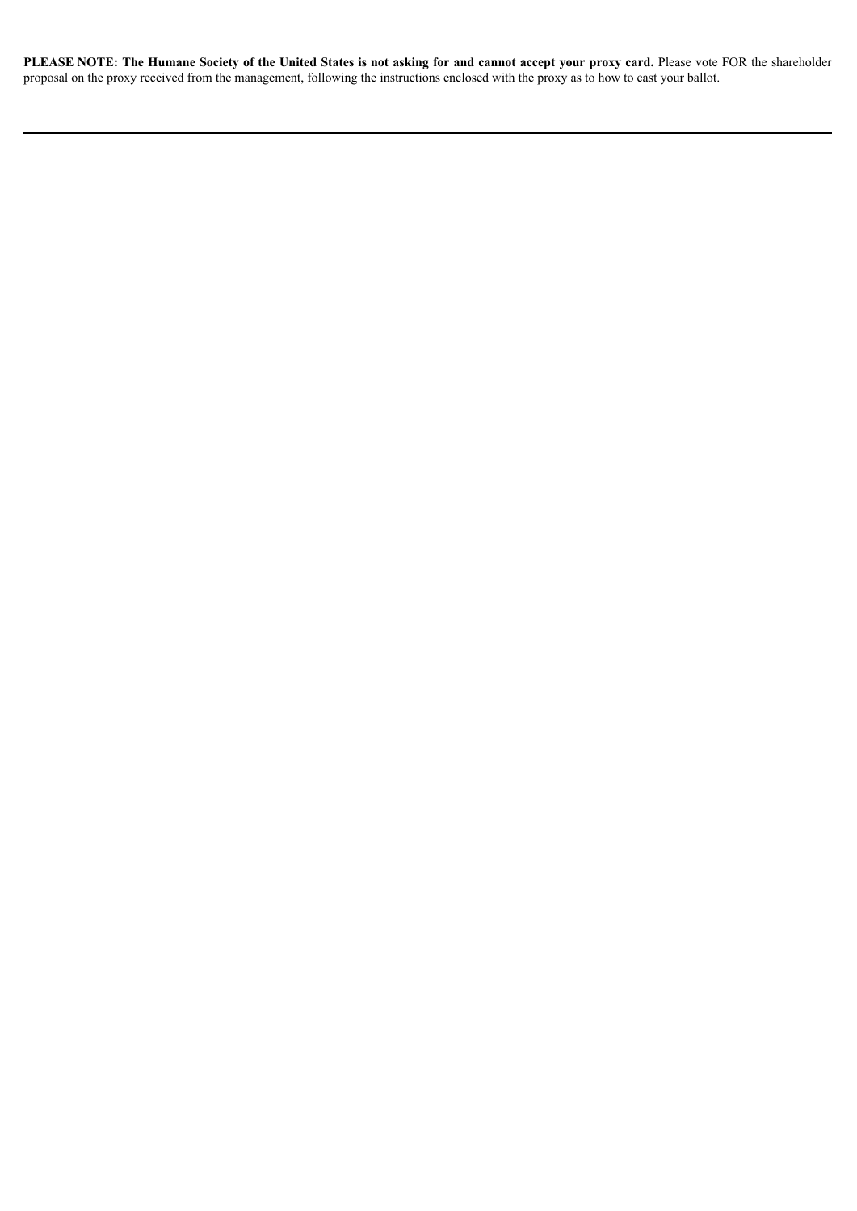**PLEASE NOTE: The Humane Society of the United States is not asking for and cannot accept your proxy card.** Please vote FOR the shareholder proposal on the proxy received from the management, following the instructions enclosed with the proxy as to how to cast your ballot.

---